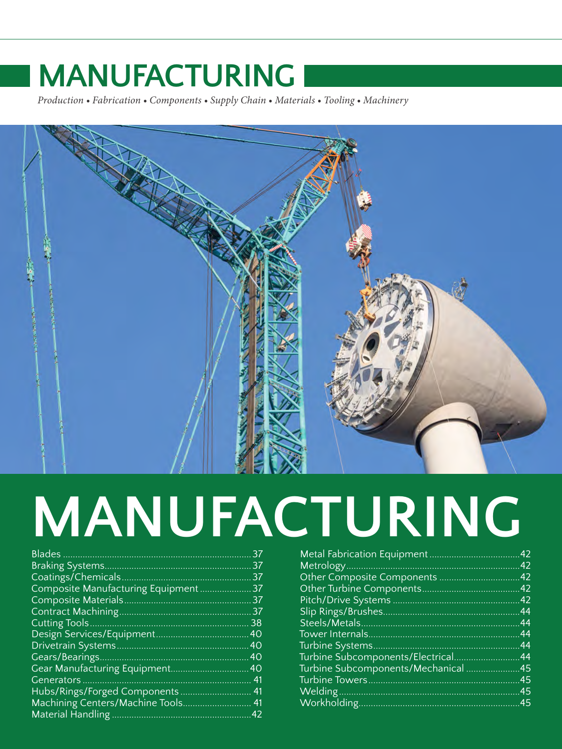# MANUFACTURING

*Production • Fabrication • Components • Supply Chain • Materials • Tooling • Machinery*

# MANUFACTURING

- Blades ... 37
- Braking Systems ... 37
- Coatings/Chemicals ... 37
- Composite Manufacturing Equipment ... 37
- Composite Materials ... 37
- Contract Machining ... 37
- Cutting Tools ... 38
- Design Services/Equipment ... 40
- Drivetrain Systems ... 40
- Gears/Bearings ... 40
- Gear Manufacturing Equipment ... 40
- Generators ... 41
- Hubs/Rings/Forged Components ... 41
- Machining Centers/Machine Tools ... 41
- Material Handling ... 42
- Metal Fabrication Equipment ... 42
- Metrology ... 42
- Other Composite Components ... 42
- Other Turbine Components ... 42
- Pitch/Drive Systems ... 42
- Slip Rings/Brushes ... 44
- Steels/Metals ... 44
- Tower Internals ... 44
- Turbine Systems ... 44
- Turbine Subcomponents/Electrical ... 44
- Turbine Subcomponents/Mechanical ... 45
- Turbine Towers ... 45
- Welding ... 45
- Workholding ... 45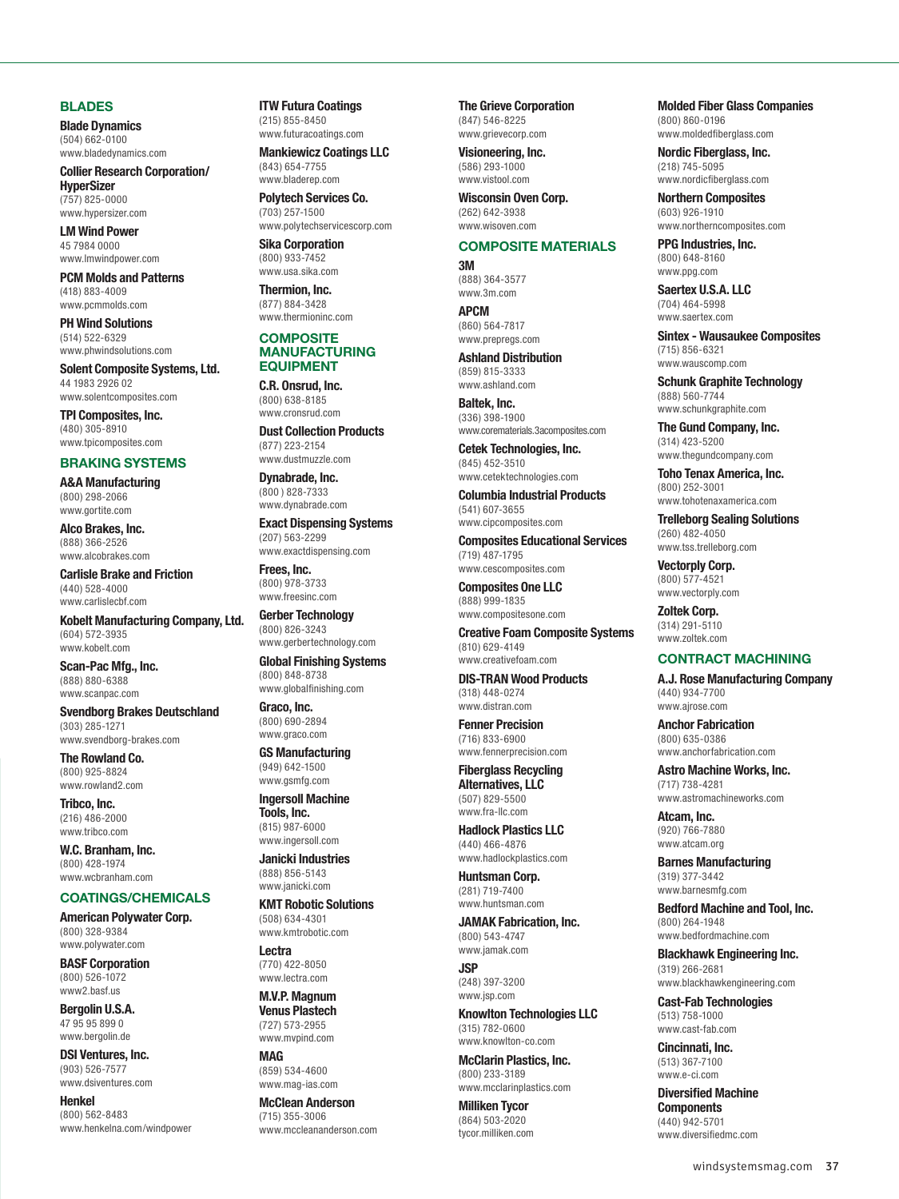## BLADES

**Blade Dynamics**
(504) 662-0100
www.bladedynamics.com

**Collier Research Corporation/ HyperSizer**
(757) 825-0000
www.hypersizer.com

**LM Wind Power**
45 7984 0000
www.lmwindpower.com

**PCM Molds and Patterns**
(418) 883-4009
www.pcmmolds.com

**PH Wind Solutions**
(514) 522-6329
www.phwindsolutions.com

**Solent Composite Systems, Ltd.**
44 1983 2926 02
www.solentcomposites.com

**TPI Composites, Inc.**
(480) 305-8910
www.tpicomposites.com

## BRAKING SYSTEMS

**A&A Manufacturing**
(800) 298-2066
www.gortite.com

**Alco Brakes, Inc.**
(888) 366-2526
www.alcobrakes.com

**Carlisle Brake and Friction**
(440) 528-4000
www.carlislecbf.com

**Kobelt Manufacturing Company, Ltd.**
(604) 572-3935
www.kobelt.com

**Scan-Pac Mfg., Inc.**
(888) 880-6388
www.scanpac.com

**Svendborg Brakes Deutschland**
(303) 285-1271
www.svendborg-brakes.com

**The Rowland Co.**
(800) 925-8824
www.rowland2.com

**Tribco, Inc.**
(216) 486-2000
www.tribco.com

**W.C. Branham, Inc.**
(800) 428-1974
www.wcbranham.com

## COATINGS/CHEMICALS

**American Polywater Corp.**
(800) 328-9384
www.polywater.com

**BASF Corporation**
(800) 526-1072
www2.basf.us

**Bergolin U.S.A.**
47 95 95 899 0
www.bergolin.de

**DSI Ventures, Inc.**
(903) 526-7577
www.dsiventures.com

**Henkel**
(800) 562-8483
www.henkelna.com/windpower

**ITW Futura Coatings**
(215) 855-8450
www.futuracoatings.com

**Mankiewicz Coatings LLC**
(843) 654-7755
www.bladerep.com

**Polytech Services Co.**
(703) 257-1500
www.polytechservicescorp.com

**Sika Corporation**
(800) 933-7452
www.usa.sika.com

**Thermion, Inc.**
(877) 884-3428
www.thermioninc.com

## COMPOSITE MANUFACTURING EQUIPMENT

**C.R. Onsrud, Inc.**
(800) 638-8185
www.cronsrud.com

**Dust Collection Products**
(877) 223-2154
www.dustmuzzle.com

**Dynabrade, Inc.**
(800 ) 828-7333
www.dynabrade.com

**Exact Dispensing Systems**
(207) 563-2299
www.exactdispensing.com

**Frees, Inc.**
(800) 978-3733
www.freesinc.com

**Gerber Technology**
(800) 826-3243
www.gerbertechnology.com

**Global Finishing Systems**
(800) 848-8738
www.globalfinishing.com

**Graco, Inc.**
(800) 690-2894
www.graco.com

**GS Manufacturing**
(949) 642-1500
www.gsmfg.com

**Ingersoll Machine Tools, Inc.**
(815) 987-6000
www.ingersoll.com

**Janicki Industries**
(888) 856-5143
www.janicki.com

**KMT Robotic Solutions**
(508) 634-4301
www.kmtrobotic.com

**Lectra**
(770) 422-8050
www.lectra.com

**M.V.P. Magnum Venus Plastech**
(727) 573-2955
www.mvpind.com

**MAG**
(859) 534-4600
www.mag-ias.com

**McClean Anderson**
(715) 355-3006
www.mccleananderson.com

**The Grieve Corporation**
(847) 546-8225
www.grievecorp.com

**Visioneering, Inc.**
(586) 293-1000
www.vistool.com

**Wisconsin Oven Corp.**
(262) 642-3938
www.wisoven.com

## COMPOSITE MATERIALS

**3M**
(888) 364-3577
www.3m.com

**APCM**
(860) 564-7817
www.prepregs.com

**Ashland Distribution**
(859) 815-3333
www.ashland.com

**Baltek, Inc.**
(336) 398-1900
www.corematerials.3acomposites.com

**Cetek Technologies, Inc.**
(845) 452-3510
www.cetektechnologies.com

**Columbia Industrial Products**
(541) 607-3655
www.cipcomposites.com

**Composites Educational Services**
(719) 487-1795
www.cescomposites.com

**Composites One LLC**
(888) 999-1835
www.compositesone.com

**Creative Foam Composite Systems**
(810) 629-4149
www.creativefoam.com

**DIS-TRAN Wood Products**
(318) 448-0274
www.distran.com

**Fenner Precision**
(716) 833-6900
www.fennerprecision.com

**Fiberglass Recycling Alternatives, LLC**
(507) 829-5500
www.fra-llc.com

**Hadlock Plastics LLC**
(440) 466-4876
www.hadlockplastics.com

**Huntsman Corp.**
(281) 719-7400
www.huntsman.com

**JAMAK Fabrication, Inc.**
(800) 543-4747
www.jamak.com

**JSP**
(248) 397-3200
www.jsp.com

**Knowlton Technologies LLC**
(315) 782-0600
www.knowlton-co.com

**McClarin Plastics, Inc.**
(800) 233-3189
www.mcclarinplastics.com

**Milliken Tycor**
(864) 503-2020
tycor.milliken.com

**Molded Fiber Glass Companies**
(800) 860-0196
www.moldedfiberglass.com

**Nordic Fiberglass, Inc.**
(218) 745-5095
www.nordicfiberglass.com

**Northern Composites**
(603) 926-1910
www.northerncomposites.com

**PPG Industries, Inc.**
(800) 648-8160
www.ppg.com

**Saertex U.S.A. LLC**
(704) 464-5998
www.saertex.com

**Sintex - Wausaukee Composites**
(715) 856-6321
www.wauscomp.com

**Schunk Graphite Technology**
(888) 560-7744
www.schunkgraphite.com

**The Gund Company, Inc.**
(314) 423-5200
www.thegundcompany.com

**Toho Tenax America, Inc.**
(800) 252-3001
www.tohotenaxamerica.com

**Trelleborg Sealing Solutions**
(260) 482-4050
www.tss.trelleborg.com

**Vectorply Corp.**
(800) 577-4521
www.vectorply.com

**Zoltek Corp.**
(314) 291-5110
www.zoltek.com

## CONTRACT MACHINING

**A.J. Rose Manufacturing Company**
(440) 934-7700
www.ajrose.com

**Anchor Fabrication**
(800) 635-0386
www.anchorfabrication.com

**Astro Machine Works, Inc.**
(717) 738-4281
www.astromachineworks.com

**Atcam, Inc.**
(920) 766-7880
www.atcam.org

**Barnes Manufacturing**
(319) 377-3442
www.barnesmfg.com

**Bedford Machine and Tool, Inc.**
(800) 264-1948
www.bedfordmachine.com

**Blackhawk Engineering Inc.**
(319) 266-2681
www.blackhawkengineering.com

**Cast-Fab Technologies**
(513) 758-1000
www.cast-fab.com

**Cincinnati, Inc.**
(513) 367-7100
www.e-ci.com

**Diversified Machine Components**
(440) 942-5701
www.diversifiedmc.com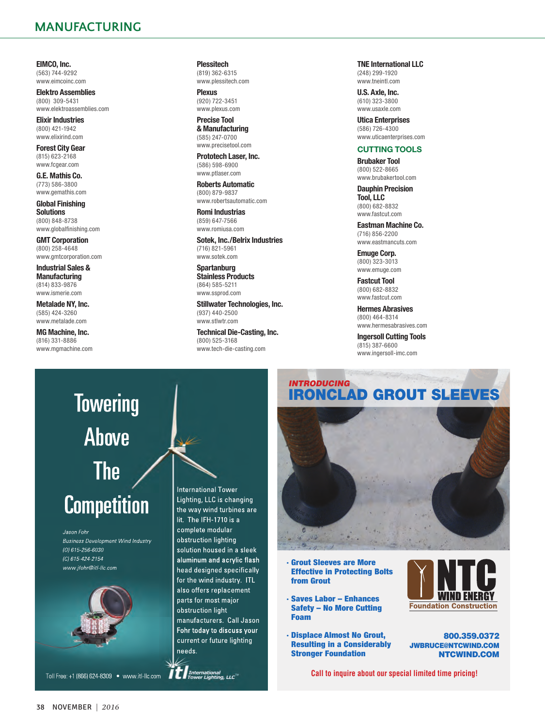## MANUFACTURING

**EIMCO, Inc.**
(563) 744-9292
www.eimcoinc.com

**Elektro Assemblies**
(800) 309-5431
www.elektroassemblies.com

**Elixir Industries**
(800) 421-1942
www.elixirind.com

**Forest City Gear**
(815) 623-2168
www.fcgear.com

**G.E. Mathis Co.**
(773) 586-3800
www.gemathis.com

**Global Finishing Solutions**
(800) 848-8738
www.globalfinishing.com

**GMT Corporation**
(800) 258-4648
www.gmtcorporation.com

**Industrial Sales & Manufacturing**
(814) 833-9876
www.ismerie.com

**Metalade NY, Inc.**
(585) 424-3260
www.metalade.com

**MG Machine, Inc.**
(816) 331-8886
www.mgmachine.com

**Plessitech**
(819) 362-6315
www.plessitech.com

**Plexus**
(920) 722-3451
www.plexus.com

**Precise Tool & Manufacturing**
(585) 247-0700
www.precisetool.com

**Prototech Laser, Inc.**
(586) 598-6900
www.ptlaser.com

**Roberts Automatic**
(800) 879-9837
www.robertsautomatic.com

**Romi Industrias**
(859) 647-7566
www.romiusa.com

**Sotek, Inc./Belrix Industries**
(716) 821-5961
www.sotek.com

**Spartanburg Stainless Products**
(864) 585-5211
www.ssprod.com

**Stillwater Technologies, Inc.**
(937) 440-2500
www.stlwtr.com

**Technical Die-Casting, Inc.**
(800) 525-3168
www.tech-die-casting.com

**TNE International LLC**
(248) 299-1920
www.tneintl.com

**U.S. Axle, Inc.**
(610) 323-3800
www.usaxle.com

**Utica Enterprises**
(586) 726-4300
www.uticaenterprises.com

### CUTTING TOOLS

**Brubaker Tool**
(800) 522-8665
www.brubakertool.com

**Dauphin Precision Tool, LLC**
(800) 682-8832
www.fastcut.com

**Eastman Machine Co.**
(716) 856-2200
www.eastmancuts.com

**Emuge Corp.**
(800) 323-3013
www.emuge.com

**Fastcut Tool**
(800) 682-8832
www.fastcut.com

**Hermes Abrasives**
(800) 464-8314
www.hermesabrasives.com

**Ingersoll Cutting Tools**
(815) 387-6600
www.ingersoll-imc.com

Towering Above The Competition

*Jason Fohr*
*Business Development Wind Industry*
*(O) 615-256-6030*
*(C) 615-424-2154*
*www.jfohr@itl-llc.com*

International Tower Lighting, LLC is changing the way wind turbines are lit. The IFH-1710 is a complete modular obstruction lighting solution housed in a sleek aluminum and acrylic flash head designed specifically for the wind industry. ITL also offers replacement parts for most major obstruction light manufacturers. Call Jason Fohr today to discuss your current or future lighting needs.

Toll Free: +1 (866) 624-8309 • www.itl-llc.com

itl International Tower Lighting, LLC

*INTRODUCING*
**IRONCLAD GROUT SLEEVES**

- **Grout Sleeves are More Effective in Protecting Bolts from Grout**
- **Saves Labor – Enhances Safety – No More Cutting Foam**
- **Displace Almost No Grout, Resulting in a Considerably Stronger Foundation**

NTC WIND ENERGY
Foundation Construction

800.359.0372
JWBRUCE@NTCWIND.COM
NTCWIND.COM

Call to inquire about our special limited time pricing!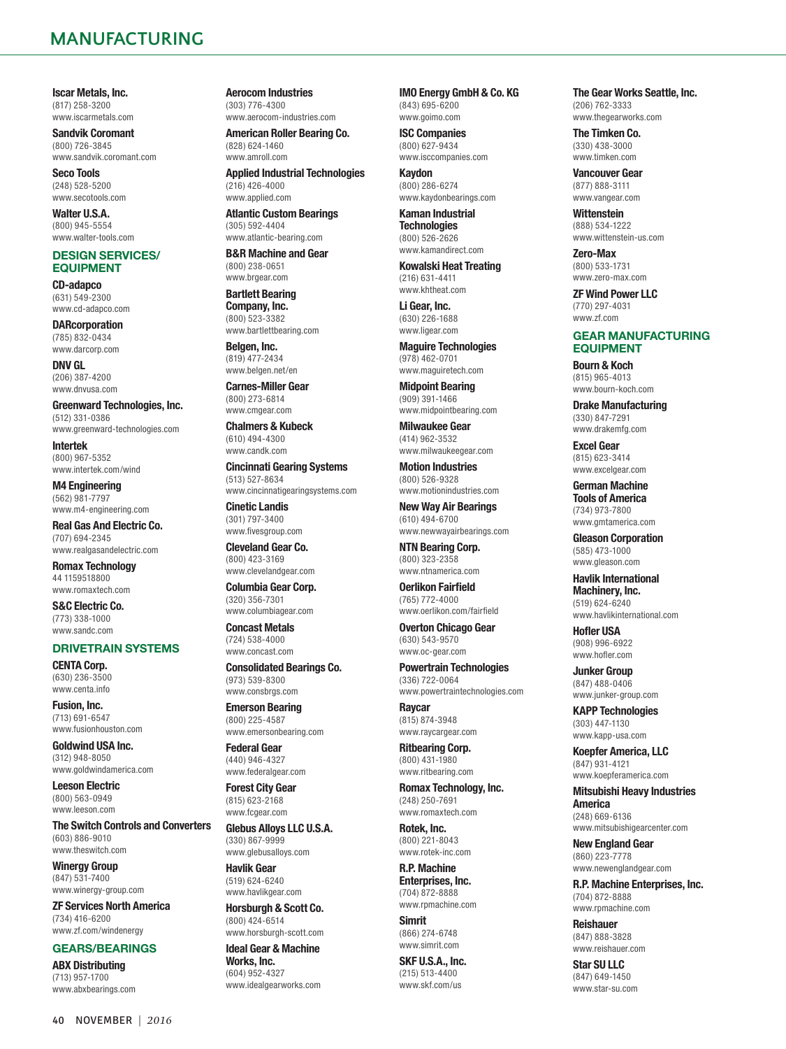# MANUFACTURING

**Iscar Metals, Inc.**
(817) 258-3200
www.iscarmetals.com

**Sandvik Coromant**
(800) 726-3845
www.sandvik.coromant.com

**Seco Tools**
(248) 528-5200
www.secotools.com

**Walter U.S.A.**
(800) 945-5554
www.walter-tools.com

## DESIGN SERVICES/ EQUIPMENT

**CD-adapco**
(631) 549-2300
www.cd-adapco.com

**DARcorporation**
(785) 832-0434
www.darcorp.com

**DNV GL**
(206) 387-4200
www.dnvusa.com

**Greenward Technologies, Inc.**
(512) 331-0386
www.greenward-technologies.com

**Intertek**
(800) 967-5352
www.intertek.com/wind

**M4 Engineering**
(562) 981-7797
www.m4-engineering.com

**Real Gas And Electric Co.**
(707) 694-2345
www.realgasandelectric.com

**Romax Technology**
44 1159518800
www.romaxtech.com

**S&C Electric Co.**
(773) 338-1000
www.sandc.com

## DRIVETRAIN SYSTEMS

**CENTA Corp.**
(630) 236-3500
www.centa.info

**Fusion, Inc.**
(713) 691-6547
www.fusionhouston.com

**Goldwind USA Inc.**
(312) 948-8050
www.goldwindamerica.com

**Leeson Electric**
(800) 563-0949
www.leeson.com

**The Switch Controls and Converters**
(603) 886-9010
www.theswitch.com

**Winergy Group**
(847) 531-7400
www.winergy-group.com

**ZF Services North America**
(734) 416-6200
www.zf.com/windenergy

## GEARS/BEARINGS

**ABX Distributing**
(713) 957-1700
www.abxbearings.com

**Aerocom Industries**
(303) 776-4300
www.aerocom-industries.com

**American Roller Bearing Co.**
(828) 624-1460
www.amroll.com

**Applied Industrial Technologies**
(216) 426-4000
www.applied.com

**Atlantic Custom Bearings**
(305) 592-4404
www.atlantic-bearing.com

**B&R Machine and Gear**
(800) 238-0651
www.brgear.com

**Bartlett Bearing Company, Inc.**
(800) 523-3382
www.bartlettbearing.com

**Belgen, Inc.**
(819) 477-2434
www.belgen.net/en

**Carnes-Miller Gear**
(800) 273-6814
www.cmgear.com

**Chalmers & Kubeck**
(610) 494-4300
www.candk.com

**Cincinnati Gearing Systems**
(513) 527-8634
www.cincinnatigearingsystems.com

**Cinetic Landis**
(301) 797-3400
www.fivesgroup.com

**Cleveland Gear Co.**
(800) 423-3169
www.clevelandgear.com

**Columbia Gear Corp.**
(320) 356-7301
www.columbiagear.com

**Concast Metals**
(724) 538-4000
www.concast.com

**Consolidated Bearings Co.**
(973) 539-8300
www.consbrgs.com

**Emerson Bearing**
(800) 225-4587
www.emersonbearing.com

**Federal Gear**
(440) 946-4327
www.federalgear.com

**Forest City Gear**
(815) 623-2168
www.fcgear.com

**Glebus Alloys LLC U.S.A.**
(330) 867-9999
www.glebusalloys.com

**Havlik Gear**
(519) 624-6240
www.havlikgear.com

**Horsburgh & Scott Co.**
(800) 424-6514
www.horsburgh-scott.com

**Ideal Gear & Machine Works, Inc.**
(604) 952-4327
www.idealgearworks.com

**IMO Energy GmbH & Co. KG**
(843) 695-6200
www.goimo.com

**ISC Companies**
(800) 627-9434
www.isccompanies.com

**Kaydon**
(800) 286-6274
www.kaydonbearings.com

**Kaman Industrial Technologies**
(800) 526-2626
www.kamandirect.com

**Kowalski Heat Treating**
(216) 631-4411
www.khtheat.com

**Li Gear, Inc.**
(630) 226-1688
www.ligear.com

**Maguire Technologies**
(978) 462-0701
www.maguiretech.com

**Midpoint Bearing**
(909) 391-1466
www.midpointbearing.com

**Milwaukee Gear**
(414) 962-3532
www.milwaukeegear.com

**Motion Industries**
(800) 526-9328
www.motionindustries.com

**New Way Air Bearings**
(610) 494-6700
www.newwayairbearings.com

**NTN Bearing Corp.**
(800) 323-2358
www.ntnamerica.com

**Oerlikon Fairfield**
(765) 772-4000
www.oerlikon.com/fairfield

**Overton Chicago Gear**
(630) 543-9570
www.oc-gear.com

**Powertrain Technologies**
(336) 722-0064
www.powertraintechnologies.com

**Raycar**
(815) 874-3948
www.raycargear.com

**Ritbearing Corp.**
(800) 431-1980
www.ritbearing.com

**Romax Technology, Inc.**
(248) 250-7691
www.romaxtech.com

**Rotek, Inc.**
(800) 221-8043
www.rotek-inc.com

**R.P. Machine Enterprises, Inc.**
(704) 872-8888
www.rpmachine.com

**Simrit**
(866) 274-6748
www.simrit.com

**SKF U.S.A., Inc.**
(215) 513-4400
www.skf.com/us

**The Gear Works Seattle, Inc.**
(206) 762-3333
www.thegearworks.com

**The Timken Co.**
(330) 438-3000
www.timken.com

**Vancouver Gear**
(877) 888-3111
www.vangear.com

**Wittenstein**
(888) 534-1222
www.wittenstein-us.com

**Zero-Max**
(800) 533-1731
www.zero-max.com

**ZF Wind Power LLC**
(770) 297-4031
www.zf.com

## GEAR MANUFACTURING EQUIPMENT

**Bourn & Koch**
(815) 965-4013
www.bourn-koch.com

**Drake Manufacturing**
(330) 847-7291
www.drakemfg.com

**Excel Gear**
(815) 623-3414
www.excelgear.com

**German Machine Tools of America**
(734) 973-7800
www.gmtamerica.com

**Gleason Corporation**
(585) 473-1000
www.gleason.com

**Havlik International Machinery, Inc.**
(519) 624-6240
www.havlikinternational.com

**Hofler USA**
(908) 996-6922
www.hofler.com

**Junker Group**
(847) 488-0406
www.junker-group.com

**KAPP Technologies**
(303) 447-1130
www.kapp-usa.com

**Koepfer America, LLC**
(847) 931-4121
www.koepferamerica.com

**Mitsubishi Heavy Industries America**
(248) 669-6136
www.mitsubishigearcenter.com

**New England Gear**
(860) 223-7778
www.newenglandgear.com

**R.P. Machine Enterprises, Inc.**
(704) 872-8888
www.rpmachine.com

**Reishauer**
(847) 888-3828
www.reishauer.com

**Star SU LLC**
(847) 649-1450
www.star-su.com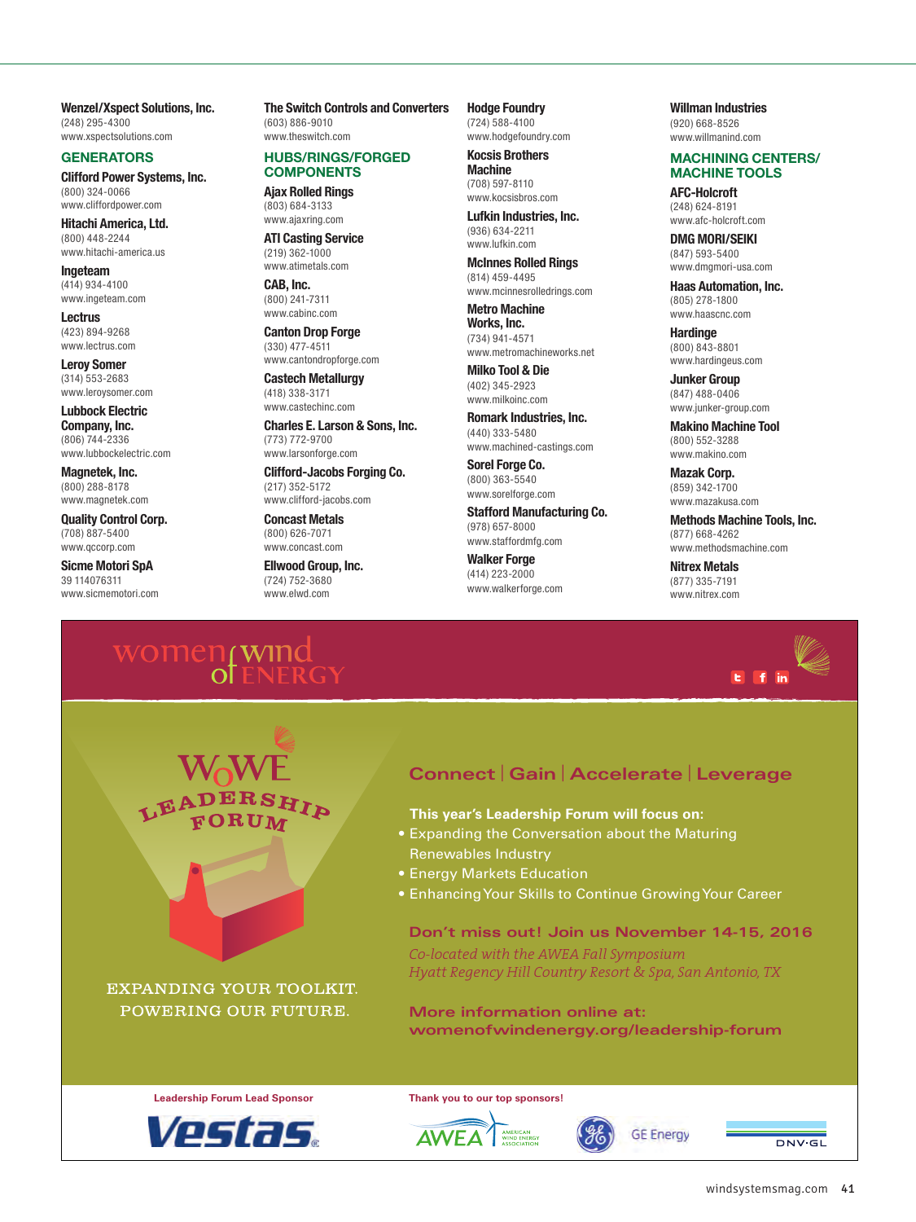**Wenzel/Xspect Solutions, Inc.**
(248) 295-4300
www.xspectsolutions.com

## GENERATORS

**Clifford Power Systems, Inc.**
(800) 324-0066
www.cliffordpower.com

**Hitachi America, Ltd.**
(800) 448-2244
www.hitachi-america.us

**Ingeteam**
(414) 934-4100
www.ingeteam.com

**Lectrus**
(423) 894-9268
www.lectrus.com

**Leroy Somer**
(314) 553-2683
www.leroysomer.com

**Lubbock Electric Company, Inc.**
(806) 744-2336
www.lubbockelectric.com

**Magnetek, Inc.**
(800) 288-8178
www.magnetek.com

**Quality Control Corp.**
(708) 887-5400
www.qccorp.com

**Sicme Motori SpA**
39 114076311
www.sicmemotori.com

**The Switch Controls and Converters**
(603) 886-9010
www.theswitch.com

## HUBS/RINGS/FORGED COMPONENTS

**Ajax Rolled Rings**
(803) 684-3133
www.ajaxring.com

**ATI Casting Service**
(219) 362-1000
www.atimetals.com

**CAB, Inc.**
(800) 241-7311
www.cabinc.com

**Canton Drop Forge**
(330) 477-4511
www.cantondropforge.com

**Castech Metallurgy**
(418) 338-3171
www.castechinc.com

**Charles E. Larson & Sons, Inc.**
(773) 772-9700
www.larsonforge.com

**Clifford-Jacobs Forging Co.**
(217) 352-5172
www.clifford-jacobs.com

**Concast Metals**
(800) 626-7071
www.concast.com

**Ellwood Group, Inc.**
(724) 752-3680
www.elwd.com

**Hodge Foundry**
(724) 588-4100
www.hodgefoundry.com

**Kocsis Brothers Machine**
(708) 597-8110
www.kocsisbros.com

**Lufkin Industries, Inc.**
(936) 634-2211
www.lufkin.com

**McInnes Rolled Rings**
(814) 459-4495
www.mcinnesrolledrings.com

**Metro Machine Works, Inc.**
(734) 941-4571
www.metromachineworks.net

**Milko Tool & Die**
(402) 345-2923
www.milkoinc.com

**Romark Industries, Inc.**
(440) 333-5480
www.machined-castings.com

**Sorel Forge Co.**
(800) 363-5540
www.sorelforge.com

**Stafford Manufacturing Co.**
(978) 657-8000
www.staffordmfg.com

**Walker Forge**
(414) 223-2000
www.walkerforge.com

**Willman Industries**
(920) 668-8526
www.willmanind.com

## MACHINING CENTERS/ MACHINE TOOLS

**AFC-Holcroft**
(248) 624-8191
www.afc-holcroft.com

**DMG MORI/SEIKI**
(847) 593-5400
www.dmgmori-usa.com

**Haas Automation, Inc.**
(805) 278-1800
www.haascnc.com

**Hardinge**
(800) 843-8801
www.hardingeus.com

**Junker Group**
(847) 488-0406
www.junker-group.com

**Makino Machine Tool**
(800) 552-3288
www.makino.com

**Mazak Corp.**
(859) 342-1700
www.mazakusa.com

**Methods Machine Tools, Inc.**
(877) 668-4262
www.methodsmachine.com

**Nitrex Metals**
(877) 335-7191
www.nitrex.com

---

women of wind ENERGY

WoWE LEADERSHIP FORUM

EXPANDING YOUR TOOLKIT. POWERING OUR FUTURE.

**Connect | Gain | Accelerate | Leverage**

**This year's Leadership Forum will focus on:**

- Expanding the Conversation about the Maturing Renewables Industry
- Energy Markets Education
- Enhancing Your Skills to Continue Growing Your Career

**Don't miss out! Join us November 14-15, 2016**

*Co-located with the AWEA Fall Symposium*
*Hyatt Regency Hill Country Resort & Spa, San Antonio, TX*

**More information online at:**
**womenofwindenergy.org/leadership-forum**

**Leadership Forum Lead Sponsor**

Vestas

**Thank you to our top sponsors!**

AWEA American Wind Energy Association | GE Energy | DNV·GL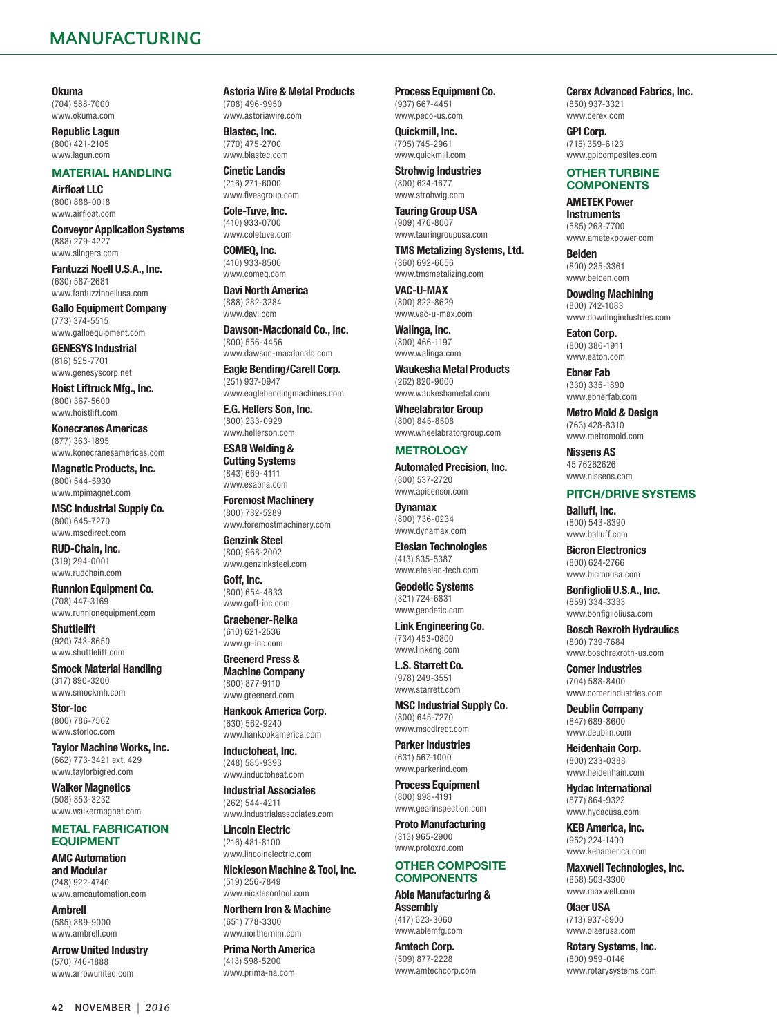# MANUFACTURING

**Okuma**
(704) 588-7000
www.okuma.com

**Republic Lagun**
(800) 421-2105
www.lagun.com

## MATERIAL HANDLING

**Airfloat LLC**
(800) 888-0018
www.airfloat.com

**Conveyor Application Systems**
(888) 279-4227
www.slingers.com

**Fantuzzi Noell U.S.A., Inc.**
(630) 587-2681
www.fantuzzinoellusa.com

**Gallo Equipment Company**
(773) 374-5515
www.galloequipment.com

**GENESYS Industrial**
(816) 525-7701
www.genesyscorp.net

**Hoist Liftruck Mfg., Inc.**
(800) 367-5600
www.hoistlift.com

**Konecranes Americas**
(877) 363-1895
www.konecranesamericas.com

**Magnetic Products, Inc.**
(800) 544-5930
www.mpimagnet.com

**MSC Industrial Supply Co.**
(800) 645-7270
www.mscdirect.com

**RUD-Chain, Inc.**
(319) 294-0001
www.rudchain.com

**Runnion Equipment Co.**
(708) 447-3169
www.runnionequipment.com

**Shuttlelift**
(920) 743-8650
www.shuttlelift.com

**Smock Material Handling**
(317) 890-3200
www.smockmh.com

**Stor-loc**
(800) 786-7562
www.storloc.com

**Taylor Machine Works, Inc.**
(662) 773-3421 ext. 429
www.taylorbigred.com

**Walker Magnetics**
(508) 853-3232
www.walkermagnet.com

## METAL FABRICATION EQUIPMENT

**AMC Automation and Modular**
(248) 922-4740
www.amcautomation.com

**Ambrell**
(585) 889-9000
www.ambrell.com

**Arrow United Industry**
(570) 746-1888
www.arrowunited.com

**Astoria Wire & Metal Products**
(708) 496-9950
www.astoriawire.com

**Blastec, Inc.**
(770) 475-2700
www.blastec.com

**Cinetic Landis**
(216) 271-6000
www.fivesgroup.com

**Cole-Tuve, Inc.**
(410) 933-0700
www.coletuve.com

**COMEQ, Inc.**
(410) 933-8500
www.comeq.com

**Davi North America**
(888) 282-3284
www.davi.com

**Dawson-Macdonald Co., Inc.**
(800) 556-4456
www.dawson-macdonald.com

**Eagle Bending/Carell Corp.**
(251) 937-0947
www.eaglebendingmachines.com

**E.G. Hellers Son, Inc.**
(800) 233-0929
www.hellerson.com

**ESAB Welding & Cutting Systems**
(843) 669-4111
www.esabna.com

**Foremost Machinery**
(800) 732-5289
www.foremostmachinery.com

**Genzink Steel**
(800) 968-2002
www.genzinksteel.com

**Goff, Inc.**
(800) 654-4633
www.goff-inc.com

**Graebener-Reika**
(610) 621-2536
www.gr-inc.com

**Greenerd Press & Machine Company**
(800) 877-9110
www.greenerd.com

**Hankook America Corp.**
(630) 562-9240
www.hankookamerica.com

**Inductoheat, Inc.**
(248) 585-9393
www.inductoheat.com

**Industrial Associates**
(262) 544-4211
www.industrialassociates.com

**Lincoln Electric**
(216) 481-8100
www.lincolnelectric.com

**Nickleson Machine & Tool, Inc.**
(519) 256-7849
www.nicklesontool.com

**Northern Iron & Machine**
(651) 778-3300
www.northernim.com

**Prima North America**
(413) 598-5200
www.prima-na.com

**Process Equipment Co.**
(937) 667-4451
www.peco-us.com

**Quickmill, Inc.**
(705) 745-2961
www.quickmill.com

**Strohwig Industries**
(800) 624-1677
www.strohwig.com

**Tauring Group USA**
(909) 476-8007
www.tauringroupusa.com

**TMS Metalizing Systems, Ltd.**
(360) 692-6656
www.tmsmetalizing.com

**VAC-U-MAX**
(800) 822-8629
www.vac-u-max.com

**Walinga, Inc.**
(800) 466-1197
www.walinga.com

**Waukesha Metal Products**
(262) 820-9000
www.waukeshametal.com

**Wheelabrator Group**
(800) 845-8508
www.wheelabratorgroup.com

## METROLOGY

**Automated Precision, Inc.**
(800) 537-2720
www.apisensor.com

**Dynamax**
(800) 736-0234
www.dynamax.com

**Etesian Technologies**
(413) 835-5387
www.etesian-tech.com

**Geodetic Systems**
(321) 724-6831
www.geodetic.com

**Link Engineering Co.**
(734) 453-0800
www.linkeng.com

**L.S. Starrett Co.**
(978) 249-3551
www.starrett.com

**MSC Industrial Supply Co.**
(800) 645-7270
www.mscdirect.com

**Parker Industries**
(631) 567-1000
www.parkerind.com

**Process Equipment**
(800) 998-4191
www.gearinspection.com

**Proto Manufacturing**
(313) 965-2900
www.protoxrd.com

## OTHER COMPOSITE COMPONENTS

**Able Manufacturing & Assembly**
(417) 623-3060
www.ablemfg.com

**Amtech Corp.**
(509) 877-2228
www.amtechcorp.com

**Cerex Advanced Fabrics, Inc.**
(850) 937-3321
www.cerex.com

**GPI Corp.**
(715) 359-6123
www.gpicomposites.com

## OTHER TURBINE COMPONENTS

**AMETEK Power Instruments**
(585) 263-7700
www.ametekpower.com

**Belden**
(800) 235-3361
www.belden.com

**Dowding Machining**
(800) 742-1083
www.dowdingindustries.com

**Eaton Corp.**
(800) 386-1911
www.eaton.com

**Ebner Fab**
(330) 335-1890
www.ebnerfab.com

**Metro Mold & Design**
(763) 428-8310
www.metromold.com

**Nissens AS**
45 76262626
www.nissens.com

## PITCH/DRIVE SYSTEMS

**Balluff, Inc.**
(800) 543-8390
www.balluff.com

**Bicron Electronics**
(800) 624-2766
www.bicronusa.com

**Bonfiglioli U.S.A., Inc.**
(859) 334-3333
www.bonfiglioliusa.com

**Bosch Rexroth Hydraulics**
(800) 739-7684
www.boschrexroth-us.com

**Comer Industries**
(704) 588-8400
www.comerindustries.com

**Deublin Company**
(847) 689-8600
www.deublin.com

**Heidenhain Corp.**
(800) 233-0388
www.heidenhain.com

**Hydac International**
(877) 864-9322
www.hydacusa.com

**KEB America, Inc.**
(952) 224-1400
www.kebamerica.com

**Maxwell Technologies, Inc.**
(858) 503-3300
www.maxwell.com

**Olaer USA**
(713) 937-8900
www.olaerusa.com

**Rotary Systems, Inc.**
(800) 959-0146
www.rotarysystems.com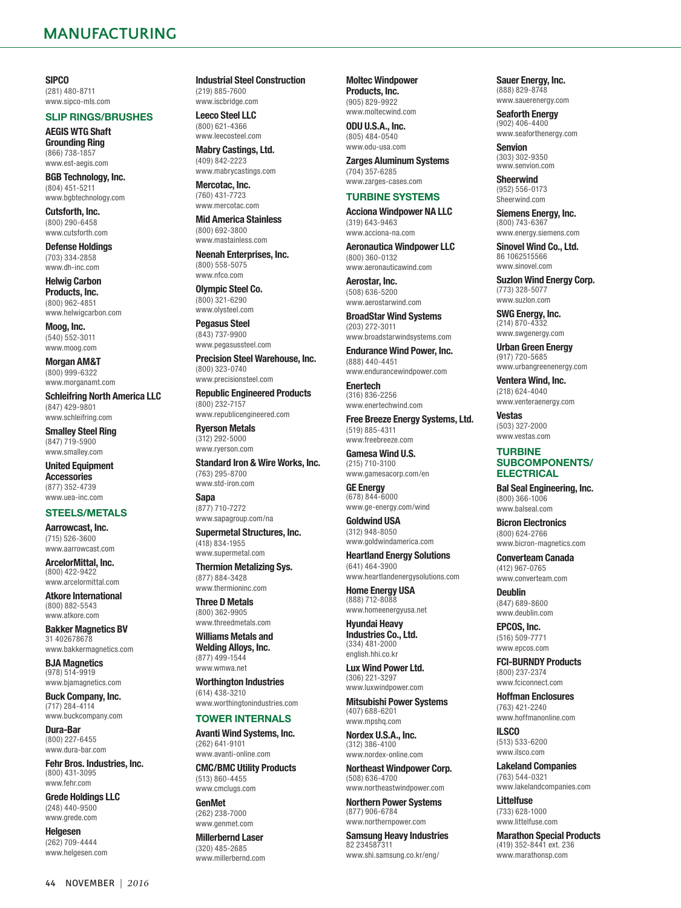# MANUFACTURING

**SIPCO**
(281) 480-8711
www.sipco-mls.com

## SLIP RINGS/BRUSHES

**AEGIS WTG Shaft Grounding Ring**
(866) 738-1857
www.est-aegis.com

**BGB Technology, Inc.**
(804) 451-5211
www.bgbtechnology.com

**Cutsforth, Inc.**
(800) 290-6458
www.cutsforth.com

**Defense Holdings**
(703) 334-2858
www.dh-inc.com

**Helwig Carbon Products, Inc.**
(800) 962-4851
www.helwigcarbon.com

**Moog, Inc.**
(540) 552-3011
www.moog.com

**Morgan AM&T**
(800) 999-6322
www.morganamt.com

**Schleifring North America LLC**
(847) 429-9801
www.schleifring.com

**Smalley Steel Ring**
(847) 719-5900
www.smalley.com

**United Equipment Accessories**
(877) 352-4739
www.uea-inc.com

## STEELS/METALS

**Aarrowcast, Inc.**
(715) 526-3600
www.aarrowcast.com

**ArcelorMittal, Inc.**
(800) 422-9422
www.arcelormittal.com

**Atkore International**
(800) 882-5543
www.atkore.com

**Bakker Magnetics BV**
31 402678678
www.bakkermagnetics.com

**BJA Magnetics**
(978) 514-9919
www.bjamagnetics.com

**Buck Company, Inc.**
(717) 284-4114
www.buckcompany.com

**Dura-Bar**
(800) 227-6455
www.dura-bar.com

**Fehr Bros. Industries, Inc.**
(800) 431-3095
www.fehr.com

**Grede Holdings LLC**
(248) 440-9500
www.grede.com

**Helgesen**
(262) 709-4444
www.helgesen.com

**Industrial Steel Construction**
(219) 885-7600
www.iscbridge.com

**Leeco Steel LLC**
(800) 621-4366
www.leecosteel.com

**Mabry Castings, Ltd.**
(409) 842-2223
www.mabrycastings.com

**Mercotac, Inc.**
(760) 431-7723
www.mercotac.com

**Mid America Stainless**
(800) 692-3800
www.mastainless.com

**Neenah Enterprises, Inc.**
(800) 558-5075
www.nfco.com

**Olympic Steel Co.**
(800) 321-6290
www.olysteel.com

**Pegasus Steel**
(843) 737-9900
www.pegasussteel.com

**Precision Steel Warehouse, Inc.**
(800) 323-0740
www.precisionsteel.com

**Republic Engineered Products**
(800) 232-7157
www.republicengineered.com

**Ryerson Metals**
(312) 292-5000
www.ryerson.com

**Standard Iron & Wire Works, Inc.**
(763) 295-8700
www.std-iron.com

**Sapa**
(877) 710-7272
www.sapagroup.com/na

**Supermetal Structures, Inc.**
(418) 834-1955
www.supermetal.com

**Thermion Metalizing Sys.**
(877) 884-3428
www.thermioninc.com

**Three D Metals**
(800) 362-9905
www.threedmetals.com

**Williams Metals and Welding Alloys, Inc.**
(877) 499-1544
www.wmwa.net

**Worthington Industries**
(614) 438-3210
www.worthingtonindustries.com

## TOWER INTERNALS

**Avanti Wind Systems, Inc.**
(262) 641-9101
www.avanti-online.com

**CMC/BMC Utility Products**
(513) 860-4455
www.cmclugs.com

**GenMet**
(262) 238-7000
www.genmet.com

**Millerbernd Laser**
(320) 485-2685
www.millerbernd.com

**Moltec Windpower Products, Inc.**
(905) 829-9922
www.moltecwind.com

**ODU U.S.A., Inc.**
(805) 484-0540
www.odu-usa.com

**Zarges Aluminum Systems**
(704) 357-6285
www.zarges-cases.com

## TURBINE SYSTEMS

**Acciona Windpower NA LLC**
(319) 643-9463
www.acciona-na.com

**Aeronautica Windpower LLC**
(800) 360-0132
www.aeronauticawind.com

**Aerostar, Inc.**
(508) 636-5200
www.aerostarwind.com

**BroadStar Wind Systems**
(203) 272-3011
www.broadstarwindsystems.com

**Endurance Wind Power, Inc.**
(888) 440-4451
www.endurancewindpower.com

**Enertech**
(316) 836-2256
www.enertechwind.com

**Free Breeze Energy Systems, Ltd.**
(519) 885-4311
www.freebreeze.com

**Gamesa Wind U.S.**
(215) 710-3100
www.gamesacorp.com/en

**GE Energy**
(678) 844-6000
www.ge-energy.com/wind

**Goldwind USA**
(312) 948-8050
www.goldwindamerica.com

**Heartland Energy Solutions**
(641) 464-3900
www.heartlandenergysolutions.com

**Home Energy USA**
(888) 712-8088
www.homeenergyusa.net

**Hyundai Heavy Industries Co., Ltd.**
(334) 481-2000
english.hhi.co.kr

**Lux Wind Power Ltd.**
(306) 221-3297
www.luxwindpower.com

**Mitsubishi Power Systems**
(407) 688-6201
www.mpshq.com

**Nordex U.S.A., Inc.**
(312) 386-4100
www.nordex-online.com

**Northeast Windpower Corp.**
(508) 636-4700
www.northeastwindpower.com

**Northern Power Systems**
(877) 906-6784
www.northernpower.com

**Samsung Heavy Industries**
82 234587311
www.shi.samsung.co.kr/eng/

**Sauer Energy, Inc.**
(888) 829-8748
www.sauerenergy.com

**Seaforth Energy**
(902) 406-4400
www.seaforthenergy.com

**Senvion**
(303) 302-9350
www.senvion.com

**Sheerwind**
(952) 556-0173
Sheerwind.com

**Siemens Energy, Inc.**
(800) 743-6367
www.energy.siemens.com

**Sinovel Wind Co., Ltd.**
86 1062515566
www.sinovel.com

**Suzlon Wind Energy Corp.**
(773) 328-5077
www.suzlon.com

**SWG Energy, Inc.**
(214) 870-4332
www.swgenergy.com

**Urban Green Energy**
(917) 720-5685
www.urbangreenenergy.com

**Ventera Wind, Inc.**
(218) 624-4040
www.venteraenergy.com

**Vestas**
(503) 327-2000
www.vestas.com

## TURBINE SUBCOMPONENTS/ ELECTRICAL

**Bal Seal Engineering, Inc.**
(800) 366-1006
www.balseal.com

**Bicron Electronics**
(800) 624-2766
www.bicron-magnetics.com

**Converteam Canada**
(412) 967-0765
www.converteam.com

**Deublin**
(847) 689-8600
www.deublin.com

**EPCOS, Inc.**
(516) 509-7771
www.epcos.com

**FCI-BURNDY Products**
(800) 237-2374
www.fciconnect.com

**Hoffman Enclosures**
(763) 421-2240
www.hoffmanonline.com

**ILSCO**
(513) 533-6200
www.ilsco.com

**Lakeland Companies**
(763) 544-0321
www.lakelandcompanies.com

**Littelfuse**
(733) 628-1000
www.littelfuse.com

**Marathon Special Products**
(419) 352-8441 ext. 236
www.marathonsp.com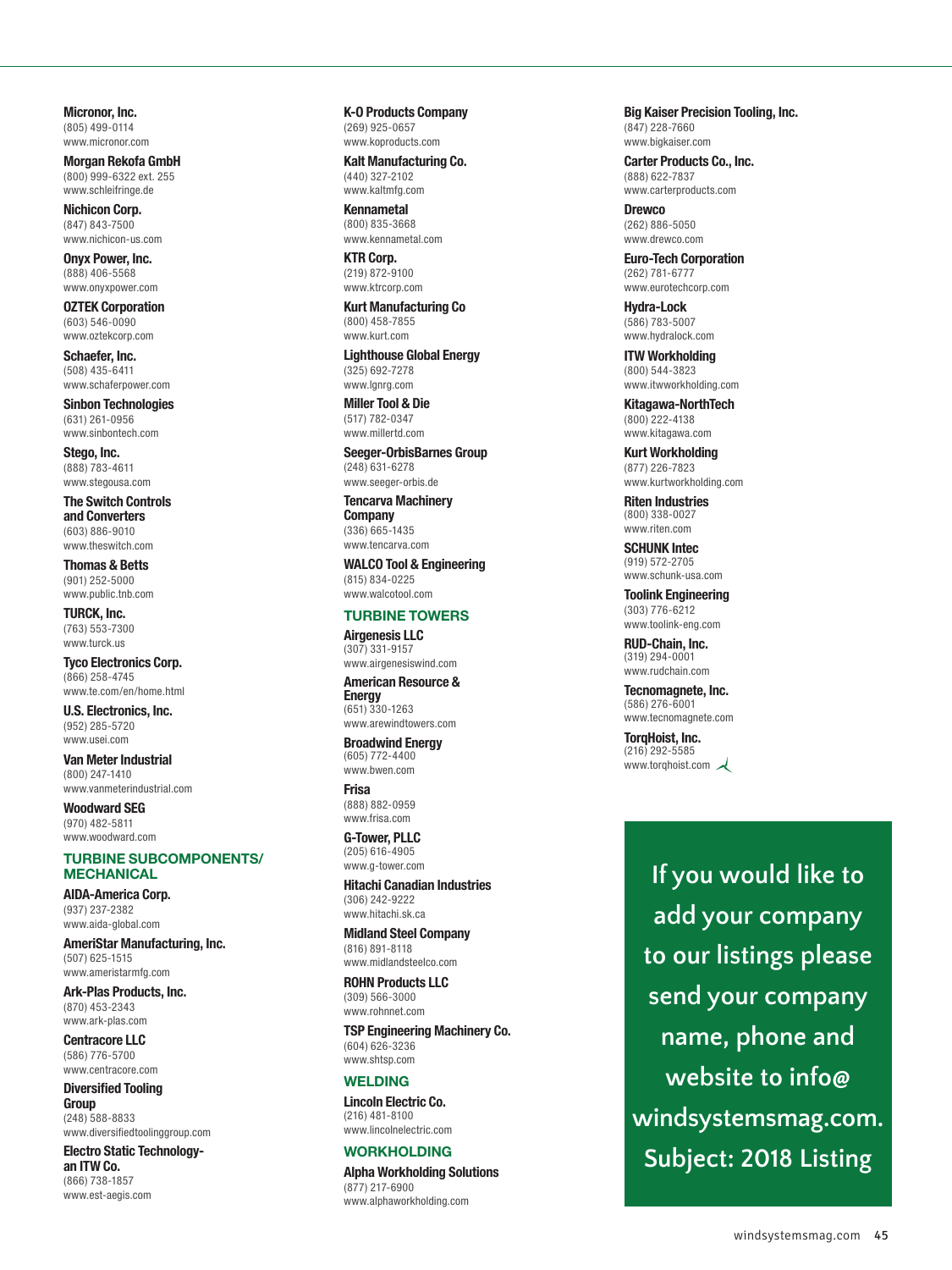**Micronor, Inc.**
(805) 499-0114
www.micronor.com

**Morgan Rekofa GmbH**
(800) 999-6322 ext. 255
www.schleifringe.de

**Nichicon Corp.**
(847) 843-7500
www.nichicon-us.com

**Onyx Power, Inc.**
(888) 406-5568
www.onyxpower.com

**OZTEK Corporation**
(603) 546-0090
www.oztekcorp.com

**Schaefer, Inc.**
(508) 435-6411
www.schaferpower.com

**Sinbon Technologies**
(631) 261-0956
www.sinbontech.com

**Stego, Inc.**
(888) 783-4611
www.stegousa.com

**The Switch Controls and Converters**
(603) 886-9010
www.theswitch.com

**Thomas & Betts**
(901) 252-5000
www.public.tnb.com

**TURCK, Inc.**
(763) 553-7300
www.turck.us

**Tyco Electronics Corp.**
(866) 258-4745
www.te.com/en/home.html

**U.S. Electronics, Inc.**
(952) 285-5720
www.usei.com

**Van Meter Industrial**
(800) 247-1410
www.vanmeterindustrial.com

**Woodward SEG**
(970) 482-5811
www.woodward.com

## TURBINE SUBCOMPONENTS/ MECHANICAL

**AIDA-America Corp.**
(937) 237-2382
www.aida-global.com

**AmeriStar Manufacturing, Inc.**
(507) 625-1515
www.ameristarmfg.com

**Ark-Plas Products, Inc.**
(870) 453-2343
www.ark-plas.com

**Centracore LLC**
(586) 776-5700
www.centracore.com

**Diversified Tooling Group**
(248) 588-8833
www.diversifiedtoolinggroup.com

**Electro Static Technology-an ITW Co.**
(866) 738-1857
www.est-aegis.com

**K-O Products Company**
(269) 925-0657
www.koproducts.com

**Kalt Manufacturing Co.**
(440) 327-2102
www.kaltmfg.com

**Kennametal**
(800) 835-3668
www.kennametal.com

**KTR Corp.**
(219) 872-9100
www.ktrcorp.com

**Kurt Manufacturing Co**
(800) 458-7855
www.kurt.com

**Lighthouse Global Energy**
(325) 692-7278
www.lgnrg.com

**Miller Tool & Die**
(517) 782-0347
www.millertd.com

**Seeger-OrbisBarnes Group**
(248) 631-6278
www.seeger-orbis.de

**Tencarva Machinery Company**
(336) 665-1435
www.tencarva.com

**WALCO Tool & Engineering**
(815) 834-0225
www.walcotool.com

## TURBINE TOWERS

**Airgenesis LLC**
(307) 331-9157
www.airgenesiswind.com

**American Resource & Energy**
(651) 330-1263
www.arewindtowers.com

**Broadwind Energy**
(605) 772-4400
www.bwen.com

**Frisa**
(888) 882-0959
www.frisa.com

**G-Tower, PLLC**
(205) 616-4905
www.g-tower.com

**Hitachi Canadian Industries**
(306) 242-9222
www.hitachi.sk.ca

**Midland Steel Company**
(816) 891-8118
www.midlandsteelco.com

**ROHN Products LLC**
(309) 566-3000
www.rohnnet.com

**TSP Engineering Machinery Co.**
(604) 626-3236
www.shtsp.com

## WELDING

**Lincoln Electric Co.**
(216) 481-8100
www.lincolnelectric.com

## WORKHOLDING

**Alpha Workholding Solutions**
(877) 217-6900
www.alphaworkholding.com

**Big Kaiser Precision Tooling, Inc.**
(847) 228-7660
www.bigkaiser.com

**Carter Products Co., Inc.**
(888) 622-7837
www.carterproducts.com

**Drewco**
(262) 886-5050
www.drewco.com

**Euro-Tech Corporation**
(262) 781-6777
www.eurotechcorp.com

**Hydra-Lock**
(586) 783-5007
www.hydralock.com

**ITW Workholding**
(800) 544-3823
www.itwworkholding.com

**Kitagawa-NorthTech**
(800) 222-4138
www.kitagawa.com

**Kurt Workholding**
(877) 226-7823
www.kurtworkholding.com

**Riten Industries**
(800) 338-0027
www.riten.com

**SCHUNK Intec**
(919) 572-2705
www.schunk-usa.com

**Toolink Engineering**
(303) 776-6212
www.toolink-eng.com

**RUD-Chain, Inc.**
(319) 294-0001
www.rudchain.com

**Tecnomagnete, Inc.**
(586) 276-6001
www.tecnomagnete.com

**TorqHoist, Inc.**
(216) 292-5585
www.torqhoist.com

If you would like to add your company to our listings please send your company name, phone and website to info@windsystemsmag.com. Subject: 2018 Listing